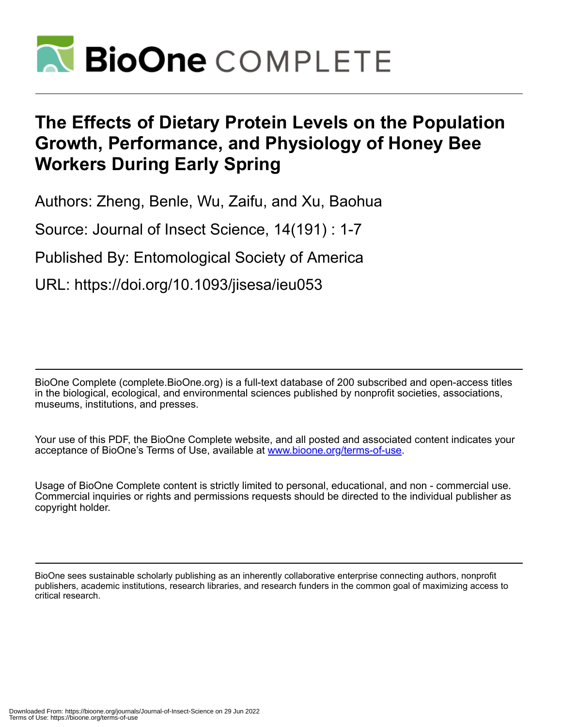# The Effects of Dietary Protein Levels on the Population Growth, Performance, and Physiology of Honey Bee Workers During Early Spring

Authors: Zheng, Benle, Wu, Zaifu, and Xu, Baohua

Source: Journal of Insect Science, 14(191) : 1-7

Published By: Entomological Society of America

URL: https://doi.org/10.1093/jisesa/ieu053

BioOne Complete (complete.BioOne.org) is a full-text database of 200 subscribed and open-access titles in the biological, ecological, and environmental sciences published by nonprofit societies, associations, museums, institutions, and presses.

Your use of this PDF, the BioOne Complete website, and all posted and associated content indicates your acceptance of BioOne's Terms of Use, available at www.bioone.org/terms-of-use.

Usage of BioOne Complete content is strictly limited to personal, educational, and non - commercial use. Commercial inquiries or rights and permissions requests should be directed to the individual publisher as copyright holder.

BioOne sees sustainable scholarly publishing as an inherently collaborative enterprise connecting authors, nonprofit publishers, academic institutions, research libraries, and research funders in the common goal of maximizing access to critical research.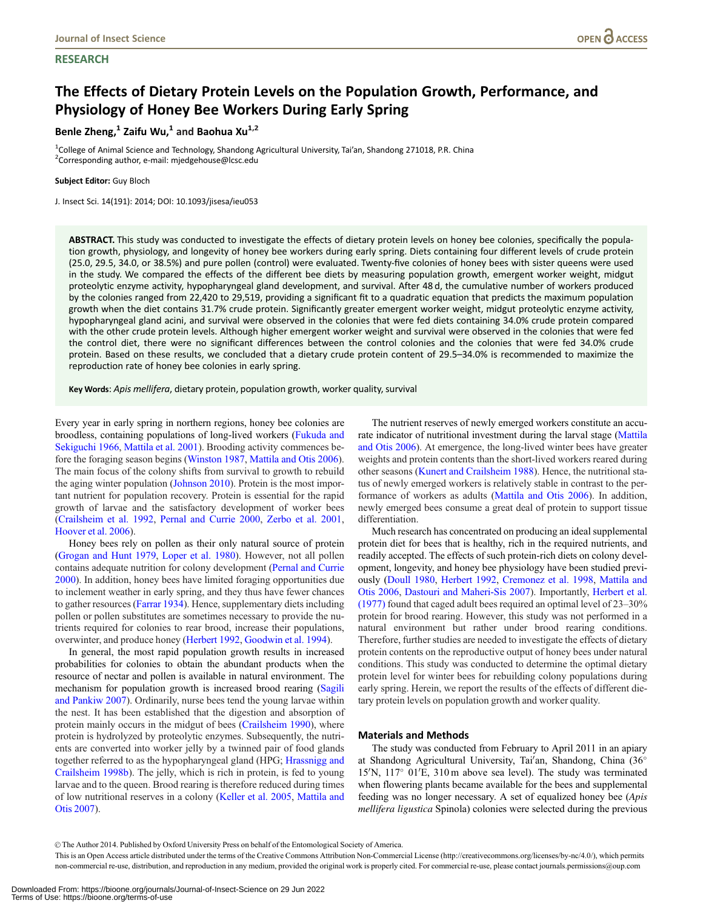## RESEARCH

# The Effects of Dietary Protein Levels on the Population Growth, Performance, and Physiology of Honey Bee Workers During Early Spring

**Benle Zheng,[1] Zaifu Wu,[1] and Baohua Xu[1,2]**

[1]College of Animal Science and Technology, Shandong Agricultural University, Tai'an, Shandong 271018, P.R. China
[2]Corresponding author, e-mail: mjedgehouse@lcsc.edu

**Subject Editor:** Guy Bloch

J. Insect Sci. 14(191): 2014; DOI: 10.1093/jisesa/ieu053

**ABSTRACT.** This study was conducted to investigate the effects of dietary protein levels on honey bee colonies, specifically the population growth, physiology, and longevity of honey bee workers during early spring. Diets containing four different levels of crude protein (25.0, 29.5, 34.0, or 38.5%) and pure pollen (control) were evaluated. Twenty-five colonies of honey bees with sister queens were used in the study. We compared the effects of the different bee diets by measuring population growth, emergent worker weight, midgut proteolytic enzyme activity, hypopharyngeal gland development, and survival. After 48 d, the cumulative number of workers produced by the colonies ranged from 22,420 to 29,519, providing a significant fit to a quadratic equation that predicts the maximum population growth when the diet contains 31.7% crude protein. Significantly greater emergent worker weight, midgut proteolytic enzyme activity, hypopharyngeal gland acini, and survival were observed in the colonies that were fed diets containing 34.0% crude protein compared with the other crude protein levels. Although higher emergent worker weight and survival were observed in the colonies that were fed the control diet, there were no significant differences between the control colonies and the colonies that were fed 34.0% crude protein. Based on these results, we concluded that a dietary crude protein content of 29.5–34.0% is recommended to maximize the reproduction rate of honey bee colonies in early spring.

**Key Words**: *Apis mellifera*, dietary protein, population growth, worker quality, survival

Every year in early spring in northern regions, honey bee colonies are broodless, containing populations of long-lived workers (Fukuda and Sekiguchi 1966, Mattila et al. 2001). Brooding activity commences before the foraging season begins (Winston 1987, Mattila and Otis 2006). The main focus of the colony shifts from survival to growth to rebuild the aging winter population (Johnson 2010). Protein is the most important nutrient for population recovery. Protein is essential for the rapid growth of larvae and the satisfactory development of worker bees (Crailsheim et al. 1992, Pernal and Currie 2000, Zerbo et al. 2001, Hoover et al. 2006).

Honey bees rely on pollen as their only natural source of protein (Grogan and Hunt 1979, Loper et al. 1980). However, not all pollen contains adequate nutrition for colony development (Pernal and Currie 2000). In addition, honey bees have limited foraging opportunities due to inclement weather in early spring, and they thus have fewer chances to gather resources (Farrar 1934). Hence, supplementary diets including pollen or pollen substitutes are sometimes necessary to provide the nutrients required for colonies to rear brood, increase their populations, overwinter, and produce honey (Herbert 1992, Goodwin et al. 1994).

In general, the most rapid population growth results in increased probabilities for colonies to obtain the abundant products when the resource of nectar and pollen is available in natural environment. The mechanism for population growth is increased brood rearing (Sagili and Pankiw 2007). Ordinarily, nurse bees tend the young larvae within the nest. It has been established that the digestion and absorption of protein mainly occurs in the midgut of bees (Crailsheim 1990), where protein is hydrolyzed by proteolytic enzymes. Subsequently, the nutrients are converted into worker jelly by a twinned pair of food glands together referred to as the hypopharyngeal gland (HPG; Hrassnigg and Crailsheim 1998b). The jelly, which is rich in protein, is fed to young larvae and to the queen. Brood rearing is therefore reduced during times of low nutritional reserves in a colony (Keller et al. 2005, Mattila and Otis 2007).

The nutrient reserves of newly emerged workers constitute an accurate indicator of nutritional investment during the larval stage (Mattila and Otis 2006). At emergence, the long-lived winter bees have greater weights and protein contents than the short-lived workers reared during other seasons (Kunert and Crailsheim 1988). Hence, the nutritional status of newly emerged workers is relatively stable in contrast to the performance of workers as adults (Mattila and Otis 2006). In addition, newly emerged bees consume a great deal of protein to support tissue differentiation.

Much research has concentrated on producing an ideal supplemental protein diet for bees that is healthy, rich in the required nutrients, and readily accepted. The effects of such protein-rich diets on colony development, longevity, and honey bee physiology have been studied previously (Doull 1980, Herbert 1992, Cremonez et al. 1998, Mattila and Otis 2006, Dastouri and Maheri-Sis 2007). Importantly, Herbert et al. (1977) found that caged adult bees required an optimal level of 23–30% protein for brood rearing. However, this study was not performed in a natural environment but rather under brood rearing conditions. Therefore, further studies are needed to investigate the effects of dietary protein contents on the reproductive output of honey bees under natural conditions. This study was conducted to determine the optimal dietary protein level for winter bees for rebuilding colony populations during early spring. Herein, we report the results of the effects of different dietary protein levels on population growth and worker quality.

## Materials and Methods

The study was conducted from February to April 2011 in an apiary at Shandong Agricultural University, Tai'an, Shandong, China (36° 15′N, 117° 01′E, 310 m above sea level). The study was terminated when flowering plants became available for the bees and supplemental feeding was no longer necessary. A set of equalized honey bee (*Apis mellifera ligustica* Spinola) colonies were selected during the previous

© The Author 2014. Published by Oxford University Press on behalf of the Entomological Society of America.
This is an Open Access article distributed under the terms of the Creative Commons Attribution Non-Commercial License (http://creativecommons.org/licenses/by-nc/4.0/), which permits non-commercial re-use, distribution, and reproduction in any medium, provided the original work is properly cited. For commercial re-use, please contact journals.permissions@oup.com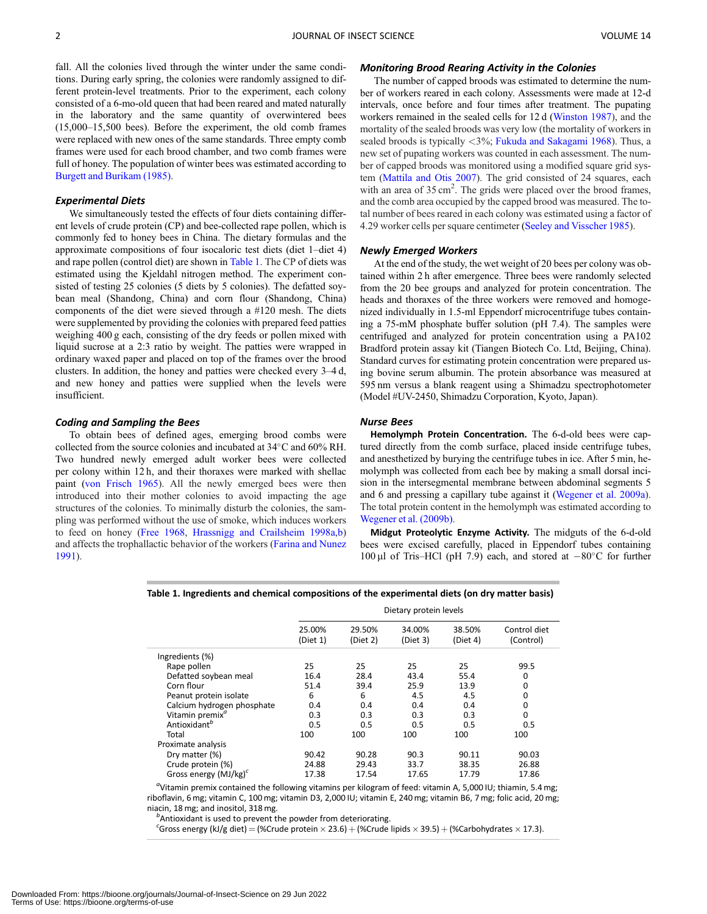fall. All the colonies lived through the winter under the same conditions. During early spring, the colonies were randomly assigned to different protein-level treatments. Prior to the experiment, each colony consisted of a 6-mo-old queen that had been reared and mated naturally in the laboratory and the same quantity of overwintered bees (15,000–15,500 bees). Before the experiment, the old comb frames were replaced with new ones of the same standards. Three empty comb frames were used for each brood chamber, and two comb frames were full of honey. The population of winter bees was estimated according to Burgett and Burikam (1985).

### *Experimental Diets*

We simultaneously tested the effects of four diets containing different levels of crude protein (CP) and bee-collected rape pollen, which is commonly fed to honey bees in China. The dietary formulas and the approximate compositions of four isocaloric test diets (diet 1–diet 4) and rape pollen (control diet) are shown in Table 1. The CP of diets was estimated using the Kjeldahl nitrogen method. The experiment consisted of testing 25 colonies (5 diets by 5 colonies). The defatted soybean meal (Shandong, China) and corn flour (Shandong, China) components of the diet were sieved through a #120 mesh. The diets were supplemented by providing the colonies with prepared feed patties weighing 400 g each, consisting of the dry feeds or pollen mixed with liquid sucrose at a 2:3 ratio by weight. The patties were wrapped in ordinary waxed paper and placed on top of the frames over the brood clusters. In addition, the honey and patties were checked every 3–4 d, and new honey and patties were supplied when the levels were insufficient.

### *Coding and Sampling the Bees*

To obtain bees of defined ages, emerging brood combs were collected from the source colonies and incubated at 34°C and 60% RH. Two hundred newly emerged adult worker bees were collected per colony within 12 h, and their thoraxes were marked with shellac paint (von Frisch 1965). All the newly emerged bees were then introduced into their mother colonies to avoid impacting the age structures of the colonies. To minimally disturb the colonies, the sampling was performed without the use of smoke, which induces workers to feed on honey (Free 1968, Hrassnigg and Crailsheim 1998a,b) and affects the trophallactic behavior of the workers (Farina and Nunez 1991).

### *Monitoring Brood Rearing Activity in the Colonies*

The number of capped broods was estimated to determine the number of workers reared in each colony. Assessments were made at 12-d intervals, once before and four times after treatment. The pupating workers remained in the sealed cells for 12 d (Winston 1987), and the mortality of the sealed broods was very low (the mortality of workers in sealed broods is typically <3%; Fukuda and Sakagami 1968). Thus, a new set of pupating workers was counted in each assessment. The number of capped broods was monitored using a modified square grid system (Mattila and Otis 2007). The grid consisted of 24 squares, each with an area of 35 $cm^2$. The grids were placed over the brood frames, and the comb area occupied by the capped brood was measured. The total number of bees reared in each colony was estimated using a factor of 4.29 worker cells per square centimeter (Seeley and Visscher 1985).

### *Newly Emerged Workers*

At the end of the study, the wet weight of 20 bees per colony was obtained within 2 h after emergence. Three bees were randomly selected from the 20 bee groups and analyzed for protein concentration. The heads and thoraxes of the three workers were removed and homogenized individually in 1.5-ml Eppendorf microcentrifuge tubes containing a 75-mM phosphate buffer solution (pH 7.4). The samples were centrifuged and analyzed for protein concentration using a PA102 Bradford protein assay kit (Tiangen Biotech Co. Ltd, Beijing, China). Standard curves for estimating protein concentration were prepared using bovine serum albumin. The protein absorbance was measured at 595 nm versus a blank reagent using a Shimadzu spectrophotometer (Model #UV-2450, Shimadzu Corporation, Kyoto, Japan).

### *Nurse Bees*

**Hemolymph Protein Concentration.** The 6-d-old bees were captured directly from the comb surface, placed inside centrifuge tubes, and anesthetized by burying the centrifuge tubes in ice. After 5 min, hemolymph was collected from each bee by making a small dorsal incision in the intersegmental membrane between abdominal segments 5 and 6 and pressing a capillary tube against it (Wegener et al. 2009a). The total protein content in the hemolymph was estimated according to Wegener et al. (2009b).

**Midgut Proteolytic Enzyme Activity.** The midguts of the 6-d-old bees were excised carefully, placed in Eppendorf tubes containing 100 μl of Tris–HCl (pH 7.9) each, and stored at −80°C for further

**Table 1. Ingredients and chemical compositions of the experimental diets (on dry matter basis)**

| | Dietary protein levels | | | | |
|---|---|---|---|---|---|
| | 25.00% (Diet 1) | 29.50% (Diet 2) | 34.00% (Diet 3) | 38.50% (Diet 4) | Control diet (Control) |
| Ingredients (%) | | | | | |
| Rape pollen | 25 | 25 | 25 | 25 | 99.5 |
| Defatted soybean meal | 16.4 | 28.4 | 43.4 | 55.4 | 0 |
| Corn flour | 51.4 | 39.4 | 25.9 | 13.9 | 0 |
| Peanut protein isolate | 6 | 6 | 4.5 | 4.5 | 0 |
| Calcium hydrogen phosphate | 0.4 | 0.4 | 0.4 | 0.4 | 0 |
| Vitamin premix[a] | 0.3 | 0.3 | 0.3 | 0.3 | 0 |
| Antioxidant[b] | 0.5 | 0.5 | 0.5 | 0.5 | 0.5 |
| Total | 100 | 100 | 100 | 100 | 100 |
| Proximate analysis | | | | | |
| Dry matter (%) | 90.42 | 90.28 | 90.3 | 90.11 | 90.03 |
| Crude protein (%) | 24.88 | 29.43 | 33.7 | 38.35 | 26.88 |
| Gross energy (MJ/kg)[c] | 17.38 | 17.54 | 17.65 | 17.79 | 17.86 |

[a]Vitamin premix contained the following vitamins per kilogram of feed: vitamin A, 5,000 IU; thiamin, 5.4 mg; riboflavin, 6 mg; vitamin C, 100 mg; vitamin D3, 2,000 IU; vitamin E, 240 mg; vitamin B6, 7 mg; folic acid, 20 mg; niacin, 18 mg; and inositol, 318 mg.

[b]Antioxidant is used to prevent the powder from deteriorating.

[c]Gross energy (kJ/g diet) = (%Crude protein × 23.6) + (%Crude lipids × 39.5) + (%Carbohydrates × 17.3).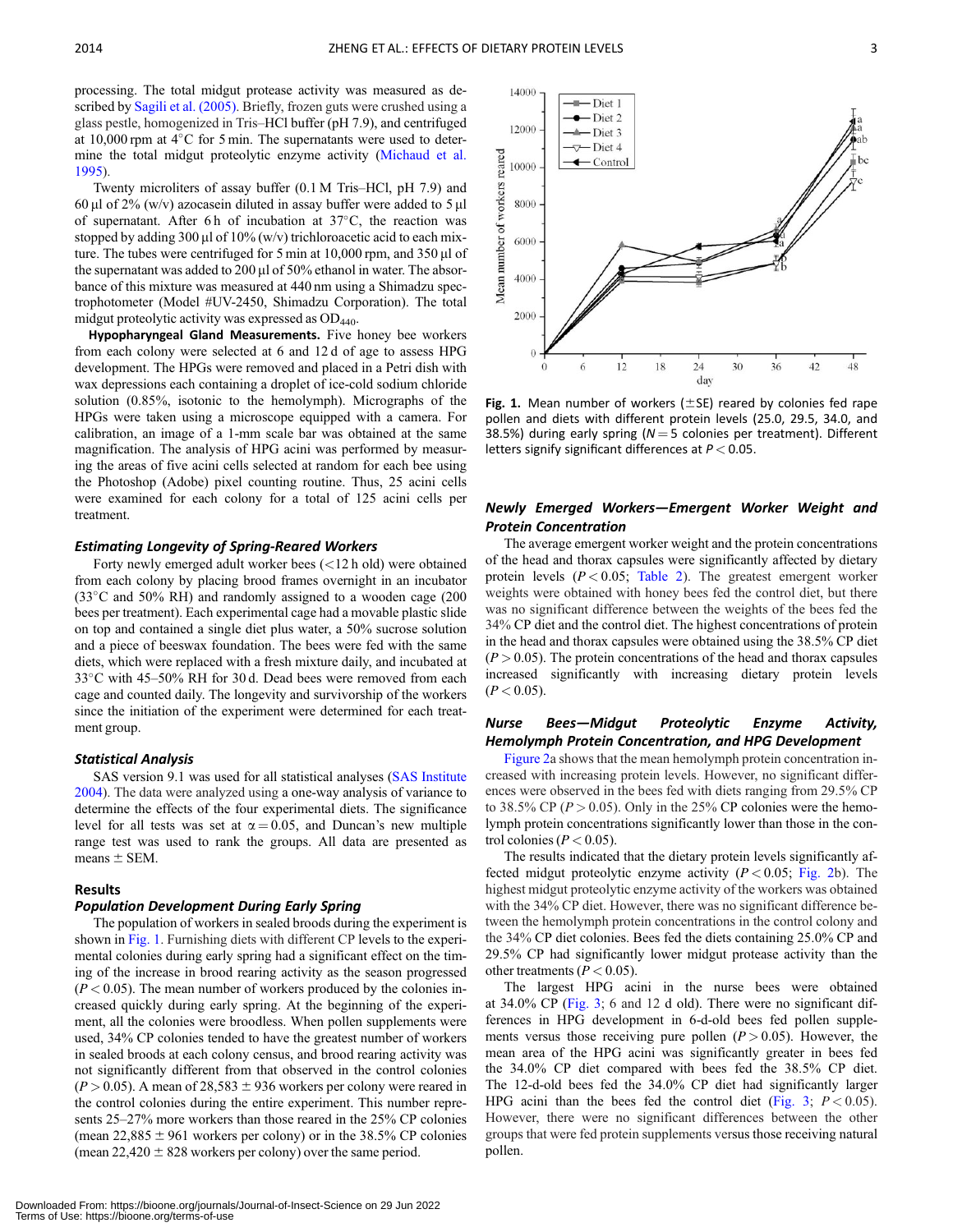processing. The total midgut protease activity was measured as described by Sagili et al. (2005). Briefly, frozen guts were crushed using a glass pestle, homogenized in Tris–HCl buffer (pH 7.9), and centrifuged at 10,000 rpm at 4°C for 5 min. The supernatants were used to determine the total midgut proteolytic enzyme activity (Michaud et al. 1995).

Twenty microliters of assay buffer (0.1 M Tris–HCl, pH 7.9) and 60 µl of 2% (w/v) azocasein diluted in assay buffer were added to 5 µl of supernatant. After 6 h of incubation at 37°C, the reaction was stopped by adding 300 µl of 10% (w/v) trichloroacetic acid to each mixture. The tubes were centrifuged for 5 min at 10,000 rpm, and 350 µl of the supernatant was added to 200 µl of 50% ethanol in water. The absorbance of this mixture was measured at 440 nm using a Shimadzu spectrophotometer (Model #UV-2450, Shimadzu Corporation). The total midgut proteolytic activity was expressed as $OD_{440}$.

**Hypopharyngeal Gland Measurements.** Five honey bee workers from each colony were selected at 6 and 12 d of age to assess HPG development. The HPGs were removed and placed in a Petri dish with wax depressions each containing a droplet of ice-cold sodium chloride solution (0.85%, isotonic to the hemolymph). Micrographs of the HPGs were taken using a microscope equipped with a camera. For calibration, an image of a 1-mm scale bar was obtained at the same magnification. The analysis of HPG acini was performed by measuring the areas of five acini cells selected at random for each bee using the Photoshop (Adobe) pixel counting routine. Thus, 25 acini cells were examined for each colony for a total of 125 acini cells per treatment.

### *Estimating Longevity of Spring-Reared Workers*

Forty newly emerged adult worker bees (<12 h old) were obtained from each colony by placing brood frames overnight in an incubator (33°C and 50% RH) and randomly assigned to a wooden cage (200 bees per treatment). Each experimental cage had a movable plastic slide on top and contained a single diet plus water, a 50% sucrose solution and a piece of beeswax foundation. The bees were fed with the same diets, which were replaced with a fresh mixture daily, and incubated at 33°C with 45–50% RH for 30 d. Dead bees were removed from each cage and counted daily. The longevity and survivorship of the workers since the initiation of the experiment were determined for each treatment group.

### *Statistical Analysis*

SAS version 9.1 was used for all statistical analyses (SAS Institute 2004). The data were analyzed using a one-way analysis of variance to determine the effects of the four experimental diets. The significance level for all tests was set at $\alpha = 0.05$, and Duncan's new multiple range test was used to rank the groups. All data are presented as means ± SEM.

## Results

### *Population Development During Early Spring*

The population of workers in sealed broods during the experiment is shown in Fig. 1. Furnishing diets with different CP levels to the experimental colonies during early spring had a significant effect on the timing of the increase in brood rearing activity as the season progressed ($P < 0.05$). The mean number of workers produced by the colonies increased quickly during early spring. At the beginning of the experiment, all the colonies were broodless. When pollen supplements were used, 34% CP colonies tended to have the greatest number of workers in sealed broods at each colony census, and brood rearing activity was not significantly different from that observed in the control colonies ($P > 0.05$). A mean of 28,583 ± 936 workers per colony were reared in the control colonies during the entire experiment. This number represents 25–27% more workers than those reared in the 25% CP colonies (mean 22,885 ± 961 workers per colony) or in the 38.5% CP colonies (mean 22,420 ± 828 workers per colony) over the same period.

**Fig. 1.** Mean number of workers (±SE) reared by colonies fed rape pollen and diets with different protein levels (25.0, 29.5, 34.0, and 38.5%) during early spring ($N = 5$ colonies per treatment). Different letters signify significant differences at $P < 0.05$.

### *Newly Emerged Workers—Emergent Worker Weight and Protein Concentration*

The average emergent worker weight and the protein concentrations of the head and thorax capsules were significantly affected by dietary protein levels ($P < 0.05$; Table 2). The greatest emergent worker weights were obtained with honey bees fed the control diet, but there was no significant difference between the weights of the bees fed the 34% CP diet and the control diet. The highest concentrations of protein in the head and thorax capsules were obtained using the 38.5% CP diet ($P > 0.05$). The protein concentrations of the head and thorax capsules increased significantly with increasing dietary protein levels ($P < 0.05$).

### *Nurse Bees—Midgut Proteolytic Enzyme Activity, Hemolymph Protein Concentration, and HPG Development*

Figure 2a shows that the mean hemolymph protein concentration increased with increasing protein levels. However, no significant differences were observed in the bees fed with diets ranging from 29.5% CP to 38.5% CP ($P > 0.05$). Only in the 25% CP colonies were the hemolymph protein concentrations significantly lower than those in the control colonies ($P < 0.05$).

The results indicated that the dietary protein levels significantly affected midgut proteolytic enzyme activity ($P < 0.05$; Fig. 2b). The highest midgut proteolytic enzyme activity of the workers was obtained with the 34% CP diet. However, there was no significant difference between the hemolymph protein concentrations in the control colony and the 34% CP diet colonies. Bees fed the diets containing 25.0% CP and 29.5% CP had significantly lower midgut protease activity than the other treatments ($P < 0.05$).

The largest HPG acini in the nurse bees were obtained at 34.0% CP (Fig. 3; 6 and 12 d old). There were no significant differences in HPG development in 6-d-old bees fed pollen supplements versus those receiving pure pollen ($P > 0.05$). However, the mean area of the HPG acini was significantly greater in bees fed the 34.0% CP diet compared with bees fed the 38.5% CP diet. The 12-d-old bees fed the 34.0% CP diet had significantly larger HPG acini than the bees fed the control diet (Fig. 3; $P < 0.05$). However, there were no significant differences between the other groups that were fed protein supplements versus those receiving natural pollen.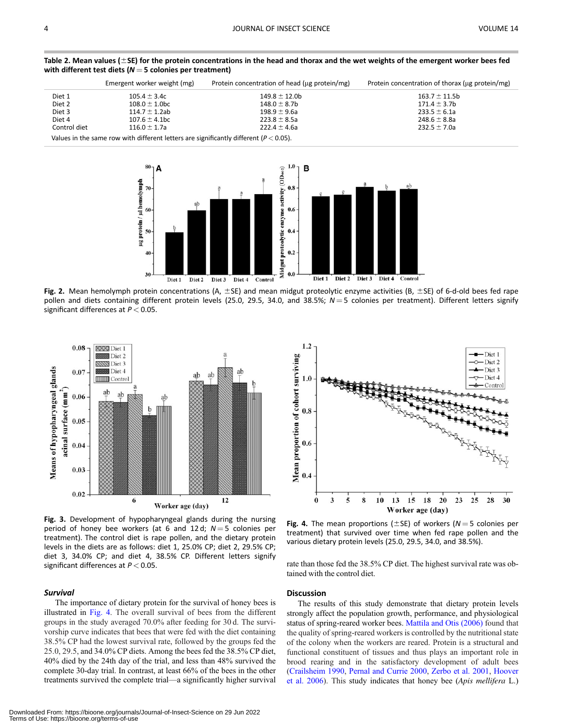**Table 2. Mean values (±SE) for the protein concentrations in the head and thorax and the wet weights of the emergent worker bees fed with different test diets ($N = 5$ colonies per treatment)**

| | Emergent worker weight (mg) | Protein concentration of head (μg protein/mg) | Protein concentration of thorax (μg protein/mg) |
|---|---|---|---|
| Diet 1 | 105.4 ± 3.4c | 149.8 ± 12.0b | 163.7 ± 11.5b |
| Diet 2 | 108.0 ± 1.0bc | 148.0 ± 8.7b | 171.4 ± 3.7b |
| Diet 3 | 114.7 ± 1.2ab | 198.9 ± 9.6a | 233.5 ± 6.1a |
| Diet 4 | 107.6 ± 4.1bc | 223.8 ± 8.5a | 248.6 ± 8.8a |
| Control diet | 116.0 ± 1.7a | 222.4 ± 4.6a | 232.5 ± 7.0a |

Values in the same row with different letters are significantly different ($P < 0.05$).

**Fig. 2.** Mean hemolymph protein concentrations (A, ±SE) and mean midgut proteolytic enzyme activities (B, ±SE) of 6-d-old bees fed rape pollen and diets containing different protein levels (25.0, 29.5, 34.0, and 38.5%; $N = 5$ colonies per treatment). Different letters signify significant differences at $P < 0.05$.

**Fig. 3.** Development of hypopharyngeal glands during the nursing period of honey bee workers (at 6 and 12 d; $N = 5$ colonies per treatment). The control diet is rape pollen, and the dietary protein levels in the diets are as follows: diet 1, 25.0% CP; diet 2, 29.5% CP; diet 3, 34.0% CP; and diet 4, 38.5% CP. Different letters signify significant differences at $P < 0.05$.

**Fig. 4.** The mean proportions (±SE) of workers ($N = 5$ colonies per treatment) that survived over time when fed rape pollen and the various dietary protein levels (25.0, 29.5, 34.0, and 38.5%).

### *Survival*

The importance of dietary protein for the survival of honey bees is illustrated in Fig. 4. The overall survival of bees from the different groups in the study averaged 70.0% after feeding for 30 d. The survivorship curve indicates that bees that were fed with the diet containing 38.5% CP had the lowest survival rate, followed by the groups fed the 25.0, 29.5, and 34.0% CP diets. Among the bees fed the 38.5% CP diet, 40% died by the 24th day of the trial, and less than 48% survived the complete 30-day trial. In contrast, at least 66% of the bees in the other treatments survived the complete trial—a significantly higher survival rate than those fed the 38.5% CP diet. The highest survival rate was obtained with the control diet.

## Discussion

The results of this study demonstrate that dietary protein levels strongly affect the population growth, performance, and physiological status of spring-reared worker bees. Mattila and Otis (2006) found that the quality of spring-reared workers is controlled by the nutritional state of the colony when the workers are reared. Protein is a structural and functional constituent of tissues and thus plays an important role in brood rearing and in the satisfactory development of adult bees (Crailsheim 1990, Pernal and Currie 2000, Zerbo et al. 2001, Hoover et al. 2006). This study indicates that honey bee (*Apis mellifera* L.)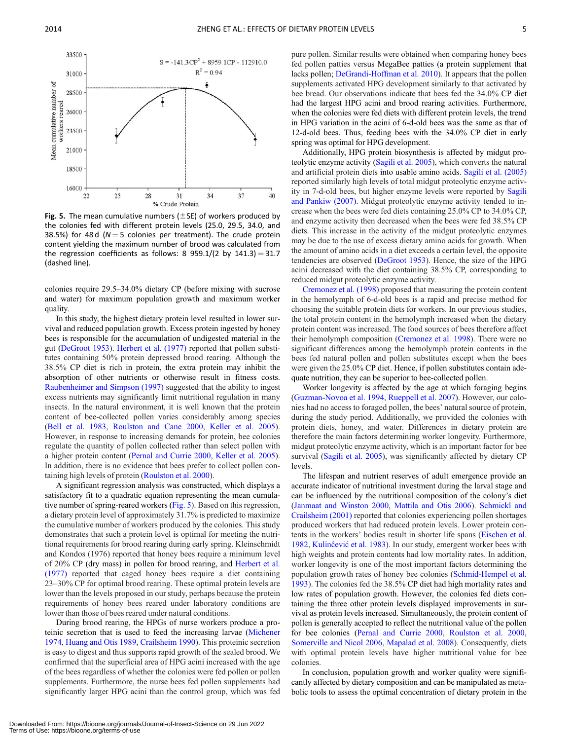Fig. 5. The mean cumulative numbers (±SE) of workers produced by the colonies fed with different protein levels (25.0, 29.5, 34.0, and 38.5%) for 48 d ($N = 5$ colonies per treatment). The crude protein content yielding the maximum number of brood was calculated from the regression coefficients as follows: 8 959.1/(2 by 141.3) = 31.7 (dashed line).

colonies require 29.5–34.0% dietary CP (before mixing with sucrose and water) for maximum population growth and maximum worker quality.

In this study, the highest dietary protein level resulted in lower survival and reduced population growth. Excess protein ingested by honey bees is responsible for the accumulation of undigested material in the gut (DeGroot 1953). Herbert et al. (1977) reported that pollen substitutes containing 50% protein depressed brood rearing. Although the 38.5% CP diet is rich in protein, the extra protein may inhibit the absorption of other nutrients or otherwise result in fitness costs. Raubenheimer and Simpson (1997) suggested that the ability to ingest excess nutrients may significantly limit nutritional regulation in many insects. In the natural environment, it is well known that the protein content of bee-collected pollen varies considerably among species (Bell et al. 1983, Roulston and Cane 2000, Keller et al. 2005). However, in response to increasing demands for protein, bee colonies regulate the quantity of pollen collected rather than select pollen with a higher protein content (Pernal and Currie 2000, Keller et al. 2005). In addition, there is no evidence that bees prefer to collect pollen containing high levels of protein (Roulston et al. 2000).

A significant regression analysis was constructed, which displays a satisfactory fit to a quadratic equation representing the mean cumulative number of spring-reared workers (Fig. 5). Based on this regression, a dietary protein level of approximately 31.7% is predicted to maximize the cumulative number of workers produced by the colonies. This study demonstrates that such a protein level is optimal for meeting the nutritional requirements for brood rearing during early spring. Kleinschmidt and Kondos (1976) reported that honey bees require a minimum level of 20% CP (dry mass) in pollen for brood rearing, and Herbert et al. (1977) reported that caged honey bees require a diet containing 23–30% CP for optimal brood rearing. These optimal protein levels are lower than the levels proposed in our study, perhaps because the protein requirements of honey bees reared under laboratory conditions are lower than those of bees reared under natural conditions.

During brood rearing, the HPGs of nurse workers produce a proteinic secretion that is used to feed the increasing larvae (Michener 1974, Huang and Otis 1989, Crailsheim 1990). This proteinic secretion is easy to digest and thus supports rapid growth of the sealed brood. We confirmed that the superficial area of HPG acini increased with the age of the bees regardless of whether the colonies were fed pollen or pollen supplements. Furthermore, the nurse bees fed pollen supplements had significantly larger HPG acini than the control group, which was fed pure pollen. Similar results were obtained when comparing honey bees fed pollen patties versus MegaBee patties (a protein supplement that lacks pollen; DeGrandi-Hoffman et al. 2010). It appears that the pollen supplements activated HPG development similarly to that activated by bee bread. Our observations indicate that bees fed the 34.0% CP diet had the largest HPG acini and brood rearing activities. Furthermore, when the colonies were fed diets with different protein levels, the trend in HPG variation in the acini of 6-d-old bees was the same as that of 12-d-old bees. Thus, feeding bees with the 34.0% CP diet in early spring was optimal for HPG development.

Additionally, HPG protein biosynthesis is affected by midgut proteolytic enzyme activity (Sagili et al. 2005), which converts the natural and artificial protein diets into usable amino acids. Sagili et al. (2005) reported similarly high levels of total midgut proteolytic enzyme activity in 7-d-old bees, but higher enzyme levels were reported by Sagili and Pankiw (2007). Midgut proteolytic enzyme activity tended to increase when the bees were fed diets containing 25.0% CP to 34.0% CP, and enzyme activity then decreased when the bees were fed 38.5% CP diets. This increase in the activity of the midgut proteolytic enzymes may be due to the use of excess dietary amino acids for growth. When the amount of amino acids in a diet exceeds a certain level, the opposite tendencies are observed (DeGroot 1953). Hence, the size of the HPG acini decreased with the diet containing 38.5% CP, corresponding to reduced midgut proteolytic enzyme activity.

Cremonez et al. (1998) proposed that measuring the protein content in the hemolymph of 6-d-old bees is a rapid and precise method for choosing the suitable protein diets for workers. In our previous studies, the total protein content in the hemolymph increased when the dietary protein content was increased. The food sources of bees therefore affect their hemolymph composition (Cremonez et al. 1998). There were no significant differences among the hemolymph protein contents in the bees fed natural pollen and pollen substitutes except when the bees were given the 25.0% CP diet. Hence, if pollen substitutes contain adequate nutrition, they can be superior to bee-collected pollen.

Worker longevity is affected by the age at which foraging begins (Guzman-Novoa et al. 1994, Rueppell et al. 2007). However, our colonies had no access to foraged pollen, the bees' natural source of protein, during the study period. Additionally, we provided the colonies with protein diets, honey, and water. Differences in dietary protein are therefore the main factors determining worker longevity. Furthermore, midgut proteolytic enzyme activity, which is an important factor for bee survival (Sagili et al. 2005), was significantly affected by dietary CP levels.

The lifespan and nutrient reserves of adult emergence provide an accurate indicator of nutritional investment during the larval stage and can be influenced by the nutritional composition of the colony's diet (Janmaat and Winston 2000, Mattila and Otis 2006). Schmickl and Crailsheim (2001) reported that colonies experiencing pollen shortages produced workers that had reduced protein levels. Lower protein contents in the workers' bodies result in shorter life spans (Eischen et al. 1982, Kulinĉević et al. 1983). In our study, emergent worker bees with high weights and protein contents had low mortality rates. In addition, worker longevity is one of the most important factors determining the population growth rates of honey bee colonies (Schmid-Hempel et al. 1993). The colonies fed the 38.5% CP diet had high mortality rates and low rates of population growth. However, the colonies fed diets containing the three other protein levels displayed improvements in survival as protein levels increased. Simultaneously, the protein content of pollen is generally accepted to reflect the nutritional value of the pollen for bee colonies (Pernal and Currie 2000, Roulston et al. 2000, Somerville and Nicol 2006, Mapalad et al. 2008). Consequently, diets with optimal protein levels have higher nutritional value for bee colonies.

In conclusion, population growth and worker quality were significantly affected by dietary composition and can be manipulated as metabolic tools to assess the optimal concentration of dietary protein in the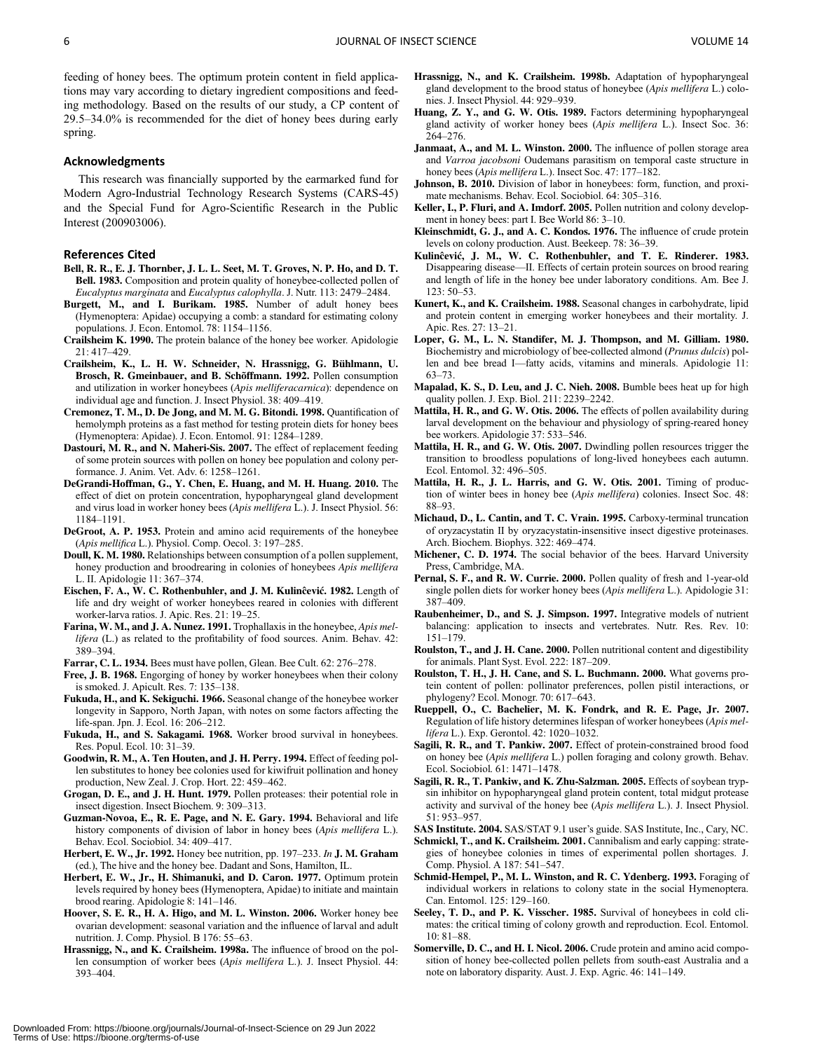feeding of honey bees. The optimum protein content in field applications may vary according to dietary ingredient compositions and feeding methodology. Based on the results of our study, a CP content of 29.5–34.0% is recommended for the diet of honey bees during early spring.

## Acknowledgments

This research was financially supported by the earmarked fund for Modern Agro-Industrial Technology Research Systems (CARS-45) and the Special Fund for Agro-Scientific Research in the Public Interest (200903006).

## References Cited

**Bell, R. R., E. J. Thornber, J. L. L. Seet, M. T. Groves, N. P. Ho, and D. T. Bell. 1983.** Composition and protein quality of honeybee-collected pollen of *Eucalyptus marginata* and *Eucalyptus calophylla*. J. Nutr. 113: 2479–2484.

**Burgett, M., and I. Burikam. 1985.** Number of adult honey bees (Hymenoptera: Apidae) occupying a comb: a standard for estimating colony populations. J. Econ. Entomol. 78: 1154–1156.

**Crailsheim K. 1990.** The protein balance of the honey bee worker. Apidologie 21: 417–429.

**Crailsheim, K., L. H. W. Schneider, N. Hrassnigg, G. Bühlmann, U. Brosch, R. Gmeinbauer, and B. Schöffmann. 1992.** Pollen consumption and utilization in worker honeybees (*Apis melliferacarnica*): dependence on individual age and function. J. Insect Physiol. 38: 409–419.

**Cremonez, T. M., D. De Jong, and M. M. G. Bitondi. 1998.** Quantification of hemolymph proteins as a fast method for testing protein diets for honey bees (Hymenoptera: Apidae). J. Econ. Entomol. 91: 1284–1289.

**Dastouri, M. R., and N. Maheri-Sis. 2007.** The effect of replacement feeding of some protein sources with pollen on honey bee population and colony performance. J. Anim. Vet. Adv. 6: 1258–1261.

**DeGrandi-Hoffman, G., Y. Chen, E. Huang, and M. H. Huang. 2010.** The effect of diet on protein concentration, hypopharyngeal gland development and virus load in worker honey bees (*Apis mellifera* L.). J. Insect Physiol. 56: 1184–1191.

**DeGroot, A. P. 1953.** Protein and amino acid requirements of the honeybee (*Apis mellifica* L.). Physiol. Comp. Oecol. 3: 197–285.

**Doull, K. M. 1980.** Relationships between consumption of a pollen supplement, honey production and broodrearing in colonies of honeybees *Apis mellifera* L. II. Apidologie 11: 367–374.

**Eischen, F. A., W. C. Rothenbuhler, and J. M. Kulinĉević. 1982.** Length of life and dry weight of worker honeybees reared in colonies with different worker-larva ratios. J. Apic. Res. 21: 19–25.

**Farina, W. M., and J. A. Nunez. 1991.** Trophallaxis in the honeybee, *Apis mellifera* (L.) as related to the profitability of food sources. Anim. Behav. 42: 389–394.

**Farrar, C. L. 1934.** Bees must have pollen, Glean. Bee Cult. 62: 276–278.

**Free, J. B. 1968.** Engorging of honey by worker honeybees when their colony is smoked. J. Apicult. Res. 7: 135–138.

**Fukuda, H., and K. Sekiguchi. 1966.** Seasonal change of the honeybee worker longevity in Sapporo, North Japan, with notes on some factors affecting the life-span. Jpn. J. Ecol. 16: 206–212.

**Fukuda, H., and S. Sakagami. 1968.** Worker brood survival in honeybees. Res. Popul. Ecol. 10: 31–39.

**Goodwin, R. M., A. Ten Houten, and J. H. Perry. 1994.** Effect of feeding pollen substitutes to honey bee colonies used for kiwifruit pollination and honey production, New Zeal. J. Crop. Hort. 22: 459–462.

**Grogan, D. E., and J. H. Hunt. 1979.** Pollen proteases: their potential role in insect digestion. Insect Biochem. 9: 309–313.

**Guzman-Novoa, E., R. E. Page, and N. E. Gary. 1994.** Behavioral and life history components of division of labor in honey bees (*Apis mellifera* L.). Behav. Ecol. Sociobiol. 34: 409–417.

**Herbert, E. W., Jr. 1992.** Honey bee nutrition, pp. 197–233. *In* **J. M. Graham** (ed.), The hive and the honey bee. Dadant and Sons, Hamilton, IL.

**Herbert, E. W., Jr., H. Shimanuki, and D. Caron. 1977.** Optimum protein levels required by honey bees (Hymenoptera, Apidae) to initiate and maintain brood rearing. Apidologie 8: 141–146.

**Hoover, S. E. R., H. A. Higo, and M. L. Winston. 2006.** Worker honey bee ovarian development: seasonal variation and the influence of larval and adult nutrition. J. Comp. Physiol. B 176: 55–63.

**Hrassnigg, N., and K. Crailsheim. 1998a.** The influence of brood on the pollen consumption of worker bees (*Apis mellifera* L.). J. Insect Physiol. 44: 393–404.

**Hrassnigg, N., and K. Crailsheim. 1998b.** Adaptation of hypopharyngeal gland development to the brood status of honeybee (*Apis mellifera* L.) colonies. J. Insect Physiol. 44: 929–939.

**Huang, Z. Y., and G. W. Otis. 1989.** Factors determining hypopharyngeal gland activity of worker honey bees (*Apis mellifera* L.). Insect Soc. 36: 264–276.

**Janmaat, A., and M. L. Winston. 2000.** The influence of pollen storage area and *Varroa jacobsoni* Oudemans parasitism on temporal caste structure in honey bees (*Apis mellifera* L.). Insect Soc. 47: 177–182.

**Johnson, B. 2010.** Division of labor in honeybees: form, function, and proximate mechanisms. Behav. Ecol. Sociobiol. 64: 305–316.

**Keller, I., P. Fluri, and A. Imdorf. 2005.** Pollen nutrition and colony development in honey bees: part I. Bee World 86: 3–10.

**Kleinschmidt, G. J., and A. C. Kondos. 1976.** The influence of crude protein levels on colony production. Aust. Beekeep. 78: 36–39.

**Kulinĉević, J. M., W. C. Rothenbuhler, and T. E. Rinderer. 1983.** Disappearing disease—II. Effects of certain protein sources on brood rearing and length of life in the honey bee under laboratory conditions. Am. Bee J. 123: 50–53.

**Kunert, K., and K. Crailsheim. 1988.** Seasonal changes in carbohydrate, lipid and protein content in emerging worker honeybees and their mortality. J. Apic. Res. 27: 13–21.

**Loper, G. M., L. N. Standifer, M. J. Thompson, and M. Gilliam. 1980.** Biochemistry and microbiology of bee-collected almond (*Prunus dulcis*) pollen and bee bread I—fatty acids, vitamins and minerals. Apidologie 11: 63–73.

**Mapalad, K. S., D. Leu, and J. C. Nieh. 2008.** Bumble bees heat up for high quality pollen. J. Exp. Biol. 211: 2239–2242.

**Mattila, H. R., and G. W. Otis. 2006.** The effects of pollen availability during larval development on the behaviour and physiology of spring-reared honey bee workers. Apidologie 37: 533–546.

**Mattila, H. R., and G. W. Otis. 2007.** Dwindling pollen resources trigger the transition to broodless populations of long-lived honeybees each autumn. Ecol. Entomol. 32: 496–505.

**Mattila, H. R., J. L. Harris, and G. W. Otis. 2001.** Timing of production of winter bees in honey bee (*Apis mellifera*) colonies. Insect Soc. 48: 88–93.

**Michaud, D., L. Cantin, and T. C. Vrain. 1995.** Carboxy-terminal truncation of oryzacystatin II by oryzacystatin-insensitive insect digestive proteinases. Arch. Biochem. Biophys. 322: 469–474.

**Michener, C. D. 1974.** The social behavior of the bees. Harvard University Press, Cambridge, MA.

**Pernal, S. F., and R. W. Currie. 2000.** Pollen quality of fresh and 1-year-old single pollen diets for worker honey bees (*Apis mellifera* L.). Apidologie 31: 387–409.

**Raubenheimer, D., and S. J. Simpson. 1997.** Integrative models of nutrient balancing: application to insects and vertebrates. Nutr. Res. Rev. 10: 151–179.

**Roulston, T., and J. H. Cane. 2000.** Pollen nutritional content and digestibility for animals. Plant Syst. Evol. 222: 187–209.

**Roulston, T. H., J. H. Cane, and S. L. Buchmann. 2000.** What governs protein content of pollen: pollinator preferences, pollen pistil interactions, or phylogeny? Ecol. Monogr. 70: 617–643.

**Rueppell, O., C. Bachelier, M. K. Fondrk, and R. E. Page, Jr. 2007.** Regulation of life history determines lifespan of worker honeybees (*Apis mellifera* L.). Exp. Gerontol. 42: 1020–1032.

**Sagili, R. R., and T. Pankiw. 2007.** Effect of protein-constrained brood food on honey bee (*Apis mellifera* L.) pollen foraging and colony growth. Behav. Ecol. Sociobiol. 61: 1471–1478.

**Sagili, R. R., T. Pankiw, and K. Zhu-Salzman. 2005.** Effects of soybean trypsin inhibitor on hypopharyngeal gland protein content, total midgut protease activity and survival of the honey bee (*Apis mellifera* L.). J. Insect Physiol. 51: 953–957.

**SAS Institute. 2004.** SAS/STAT 9.1 user's guide. SAS Institute, Inc., Cary, NC.

**Schmickl, T., and K. Crailsheim. 2001.** Cannibalism and early capping: strategies of honeybee colonies in times of experimental pollen shortages. J. Comp. Physiol. A 187: 541–547.

**Schmid-Hempel, P., M. L. Winston, and R. C. Ydenberg. 1993.** Foraging of individual workers in relations to colony state in the social Hymenoptera. Can. Entomol. 125: 129–160.

**Seeley, T. D., and P. K. Visscher. 1985.** Survival of honeybees in cold climates: the critical timing of colony growth and reproduction. Ecol. Entomol. 10: 81–88.

**Somerville, D. C., and H. I. Nicol. 2006.** Crude protein and amino acid composition of honey bee-collected pollen pellets from south-east Australia and a note on laboratory disparity. Aust. J. Exp. Agric. 46: 141–149.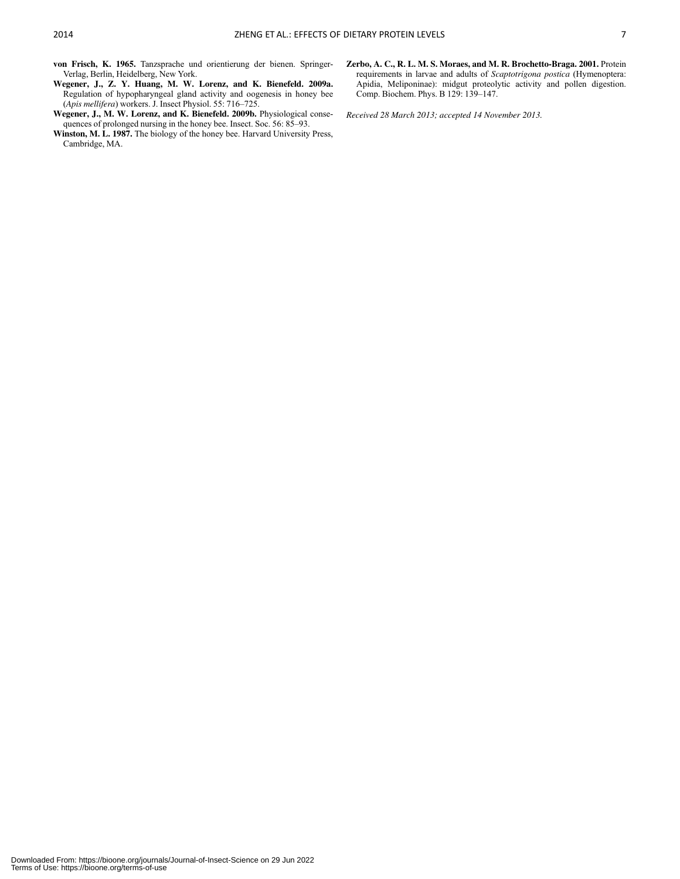**von Frisch, K. 1965.** Tanzsprache und orientierung der bienen. Springer-Verlag, Berlin, Heidelberg, New York.

**Wegener, J., Z. Y. Huang, M. W. Lorenz, and K. Bienefeld. 2009a.** Regulation of hypopharyngeal gland activity and oogenesis in honey bee (*Apis mellifera*) workers. J. Insect Physiol. 55: 716–725.

**Wegener, J., M. W. Lorenz, and K. Bienefeld. 2009b.** Physiological consequences of prolonged nursing in the honey bee. Insect. Soc. 56: 85–93.

**Winston, M. L. 1987.** The biology of the honey bee. Harvard University Press, Cambridge, MA.

**Zerbo, A. C., R. L. M. S. Moraes, and M. R. Brochetto-Braga. 2001.** Protein requirements in larvae and adults of *Scaptotrigona postica* (Hymenoptera: Apidia, Meliponinae): midgut proteolytic activity and pollen digestion. Comp. Biochem. Phys. B 129: 139–147.

*Received 28 March 2013; accepted 14 November 2013.*

Downloaded From: https://bioone.org/journals/Journal-of-Insect-Science on 29 Jun 2022
Terms of Use: https://bioone.org/terms-of-use